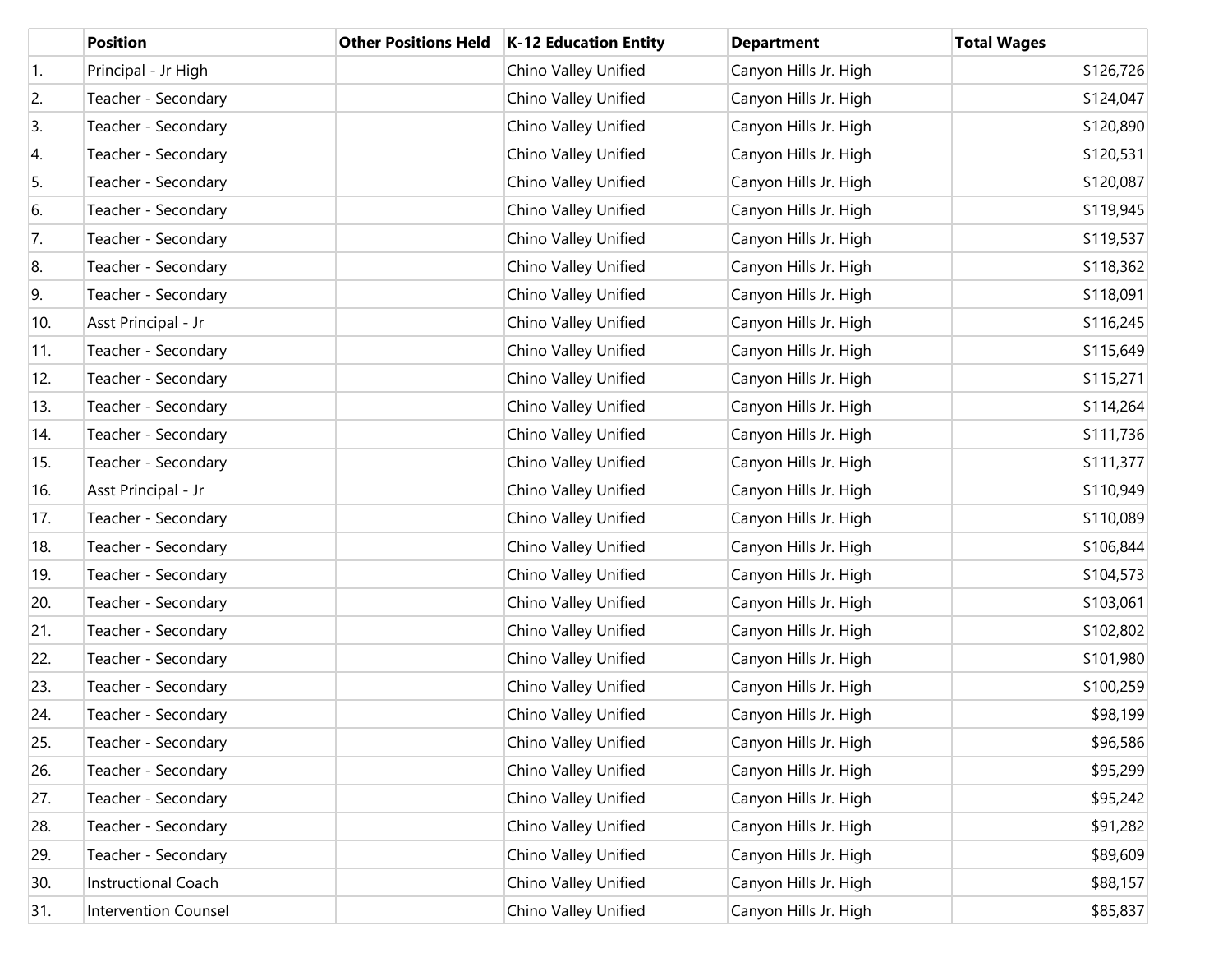|  | Position | Other Positions Held | K-12 Education Entity | Department | Total Wages |
|---|---|---|---|---|---|
| 1. | Principal - Jr High |  | Chino Valley Unified | Canyon Hills Jr. High | $126,726 |
| 2. | Teacher - Secondary |  | Chino Valley Unified | Canyon Hills Jr. High | $124,047 |
| 3. | Teacher - Secondary |  | Chino Valley Unified | Canyon Hills Jr. High | $120,890 |
| 4. | Teacher - Secondary |  | Chino Valley Unified | Canyon Hills Jr. High | $120,531 |
| 5. | Teacher - Secondary |  | Chino Valley Unified | Canyon Hills Jr. High | $120,087 |
| 6. | Teacher - Secondary |  | Chino Valley Unified | Canyon Hills Jr. High | $119,945 |
| 7. | Teacher - Secondary |  | Chino Valley Unified | Canyon Hills Jr. High | $119,537 |
| 8. | Teacher - Secondary |  | Chino Valley Unified | Canyon Hills Jr. High | $118,362 |
| 9. | Teacher - Secondary |  | Chino Valley Unified | Canyon Hills Jr. High | $118,091 |
| 10. | Asst Principal - Jr |  | Chino Valley Unified | Canyon Hills Jr. High | $116,245 |
| 11. | Teacher - Secondary |  | Chino Valley Unified | Canyon Hills Jr. High | $115,649 |
| 12. | Teacher - Secondary |  | Chino Valley Unified | Canyon Hills Jr. High | $115,271 |
| 13. | Teacher - Secondary |  | Chino Valley Unified | Canyon Hills Jr. High | $114,264 |
| 14. | Teacher - Secondary |  | Chino Valley Unified | Canyon Hills Jr. High | $111,736 |
| 15. | Teacher - Secondary |  | Chino Valley Unified | Canyon Hills Jr. High | $111,377 |
| 16. | Asst Principal - Jr |  | Chino Valley Unified | Canyon Hills Jr. High | $110,949 |
| 17. | Teacher - Secondary |  | Chino Valley Unified | Canyon Hills Jr. High | $110,089 |
| 18. | Teacher - Secondary |  | Chino Valley Unified | Canyon Hills Jr. High | $106,844 |
| 19. | Teacher - Secondary |  | Chino Valley Unified | Canyon Hills Jr. High | $104,573 |
| 20. | Teacher - Secondary |  | Chino Valley Unified | Canyon Hills Jr. High | $103,061 |
| 21. | Teacher - Secondary |  | Chino Valley Unified | Canyon Hills Jr. High | $102,802 |
| 22. | Teacher - Secondary |  | Chino Valley Unified | Canyon Hills Jr. High | $101,980 |
| 23. | Teacher - Secondary |  | Chino Valley Unified | Canyon Hills Jr. High | $100,259 |
| 24. | Teacher - Secondary |  | Chino Valley Unified | Canyon Hills Jr. High | $98,199 |
| 25. | Teacher - Secondary |  | Chino Valley Unified | Canyon Hills Jr. High | $96,586 |
| 26. | Teacher - Secondary |  | Chino Valley Unified | Canyon Hills Jr. High | $95,299 |
| 27. | Teacher - Secondary |  | Chino Valley Unified | Canyon Hills Jr. High | $95,242 |
| 28. | Teacher - Secondary |  | Chino Valley Unified | Canyon Hills Jr. High | $91,282 |
| 29. | Teacher - Secondary |  | Chino Valley Unified | Canyon Hills Jr. High | $89,609 |
| 30. | Instructional Coach |  | Chino Valley Unified | Canyon Hills Jr. High | $88,157 |
| 31. | Intervention Counsel |  | Chino Valley Unified | Canyon Hills Jr. High | $85,837 |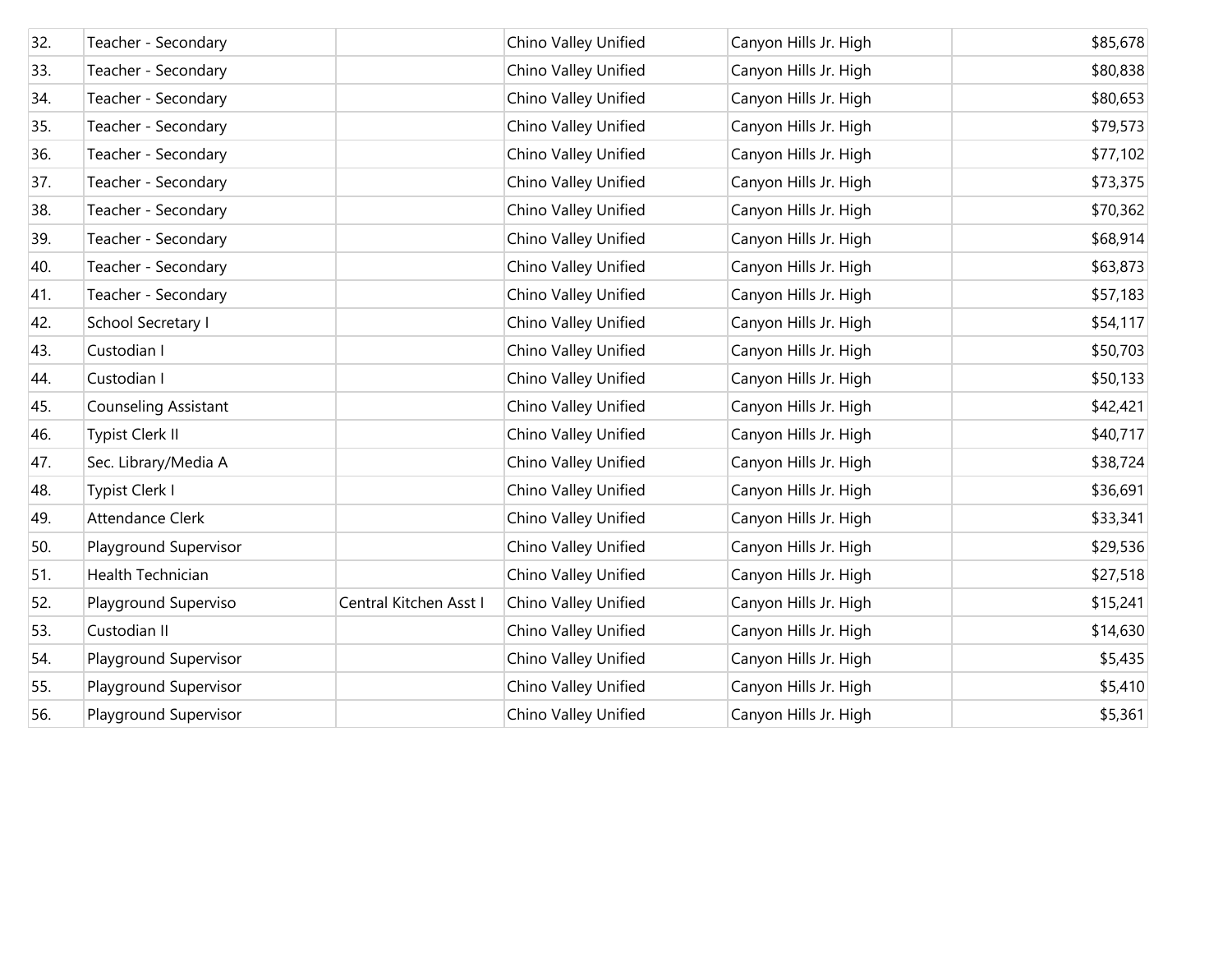| | | | | | |
|---|---|---|---|---|---|
| 32. | Teacher - Secondary | | Chino Valley Unified | Canyon Hills Jr. High | $85,678 |
| 33. | Teacher - Secondary | | Chino Valley Unified | Canyon Hills Jr. High | $80,838 |
| 34. | Teacher - Secondary | | Chino Valley Unified | Canyon Hills Jr. High | $80,653 |
| 35. | Teacher - Secondary | | Chino Valley Unified | Canyon Hills Jr. High | $79,573 |
| 36. | Teacher - Secondary | | Chino Valley Unified | Canyon Hills Jr. High | $77,102 |
| 37. | Teacher - Secondary | | Chino Valley Unified | Canyon Hills Jr. High | $73,375 |
| 38. | Teacher - Secondary | | Chino Valley Unified | Canyon Hills Jr. High | $70,362 |
| 39. | Teacher - Secondary | | Chino Valley Unified | Canyon Hills Jr. High | $68,914 |
| 40. | Teacher - Secondary | | Chino Valley Unified | Canyon Hills Jr. High | $63,873 |
| 41. | Teacher - Secondary | | Chino Valley Unified | Canyon Hills Jr. High | $57,183 |
| 42. | School Secretary I | | Chino Valley Unified | Canyon Hills Jr. High | $54,117 |
| 43. | Custodian I | | Chino Valley Unified | Canyon Hills Jr. High | $50,703 |
| 44. | Custodian I | | Chino Valley Unified | Canyon Hills Jr. High | $50,133 |
| 45. | Counseling Assistant | | Chino Valley Unified | Canyon Hills Jr. High | $42,421 |
| 46. | Typist Clerk II | | Chino Valley Unified | Canyon Hills Jr. High | $40,717 |
| 47. | Sec. Library/Media A | | Chino Valley Unified | Canyon Hills Jr. High | $38,724 |
| 48. | Typist Clerk I | | Chino Valley Unified | Canyon Hills Jr. High | $36,691 |
| 49. | Attendance Clerk | | Chino Valley Unified | Canyon Hills Jr. High | $33,341 |
| 50. | Playground Supervisor | | Chino Valley Unified | Canyon Hills Jr. High | $29,536 |
| 51. | Health Technician | | Chino Valley Unified | Canyon Hills Jr. High | $27,518 |
| 52. | Playground Superviso | Central Kitchen Asst I | Chino Valley Unified | Canyon Hills Jr. High | $15,241 |
| 53. | Custodian II | | Chino Valley Unified | Canyon Hills Jr. High | $14,630 |
| 54. | Playground Supervisor | | Chino Valley Unified | Canyon Hills Jr. High | $5,435 |
| 55. | Playground Supervisor | | Chino Valley Unified | Canyon Hills Jr. High | $5,410 |
| 56. | Playground Supervisor | | Chino Valley Unified | Canyon Hills Jr. High | $5,361 |